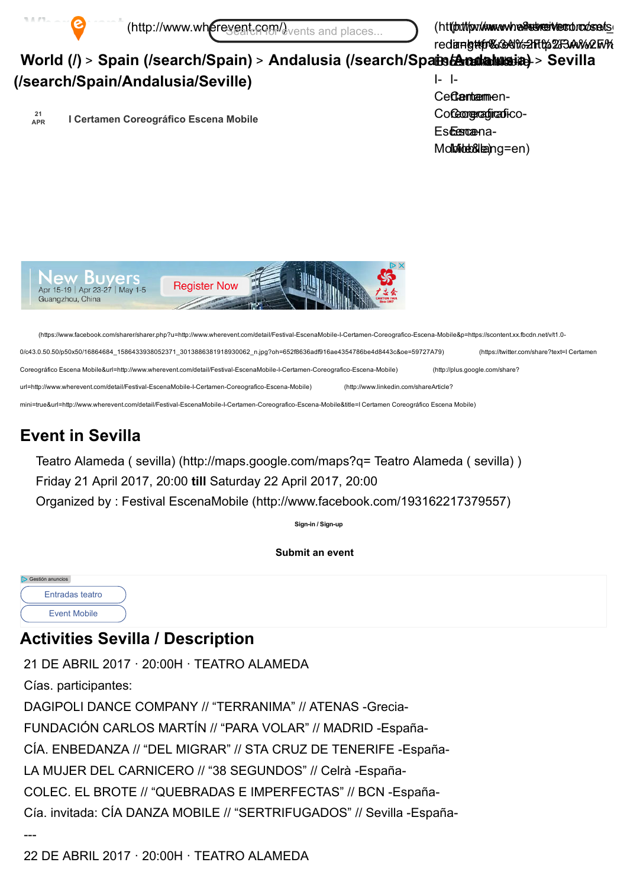(http://www.wherevent.com/) Search for events and places...

World (/) > Spain (/search/Spain) > Andalusia (/search/Spain/Andalusia) > Sevilla (/search/Spain/Andalusia/Seville)

21 APR I Certamen Coreográfico Escena Mobile

(https://www.facebook.com/sharer/sharer.php?u=http://www.wherevent.com/detail/Festival-EscenaMobile-I-Certamen-Coreografico-Escena-Mobile&p=https://scontent.xx.fbcdn.net/v/t1.0-0/c43.0.50.50/p50x50/16864684_1586433938052371_3013886381918930062_n.jpg?oh=652f8636adf916ae4354786be4d8443c&oe=59727A79) (https://twitter.com/share?text=I Certamen Coreográfico Escena Mobile&url=http://www.wherevent.com/detail/Festival-EscenaMobile-I-Certamen-Coreografico-Escena-Mobile) (http://plus.google.com/share?url=http://www.wherevent.com/detail/Festival-EscenaMobile-I-Certamen-Coreografico-Escena-Mobile) (http://www.linkedin.com/shareArticle?mini=true&url=http://www.wherevent.com/detail/Festival-EscenaMobile-I-Certamen-Coreografico-Escena-Mobile&title=I Certamen Coreográfico Escena Mobile)

## Event in Sevilla

Teatro Alameda ( sevilla) (http://maps.google.com/maps?q= Teatro Alameda ( sevilla) )
Friday 21 April 2017, 20:00 **till** Saturday 22 April 2017, 20:00
Organized by : Festival EscenaMobile (http://www.facebook.com/193162217379557)

Sign-in / Sign-up

**Submit an event**

## Activities Sevilla / Description

21 DE ABRIL 2017 · 20:00H · TEATRO ALAMEDA
Cías. participantes:
DAGIPOLI DANCE COMPANY // “TERRANIMA” // ATENAS -Grecia-
FUNDACIÓN CARLOS MARTÍN // “PARA VOLAR” // MADRID -España-
CÍA. ENBEDANZA // “DEL MIGRAR” // STA CRUZ DE TENERIFE -España-
LA MUJER DEL CARNICERO // “38 SEGUNDOS” // Celrà -España-
COLEC. EL BROTE // “QUEBRADAS E IMPERFECTAS” // BCN -España-
Cía. invitada: CÍA DANZA MOBILE // “SERTRIFUGADOS” // Sevilla -España-
---
22 DE ABRIL 2017 · 20:00H · TEATRO ALAMEDA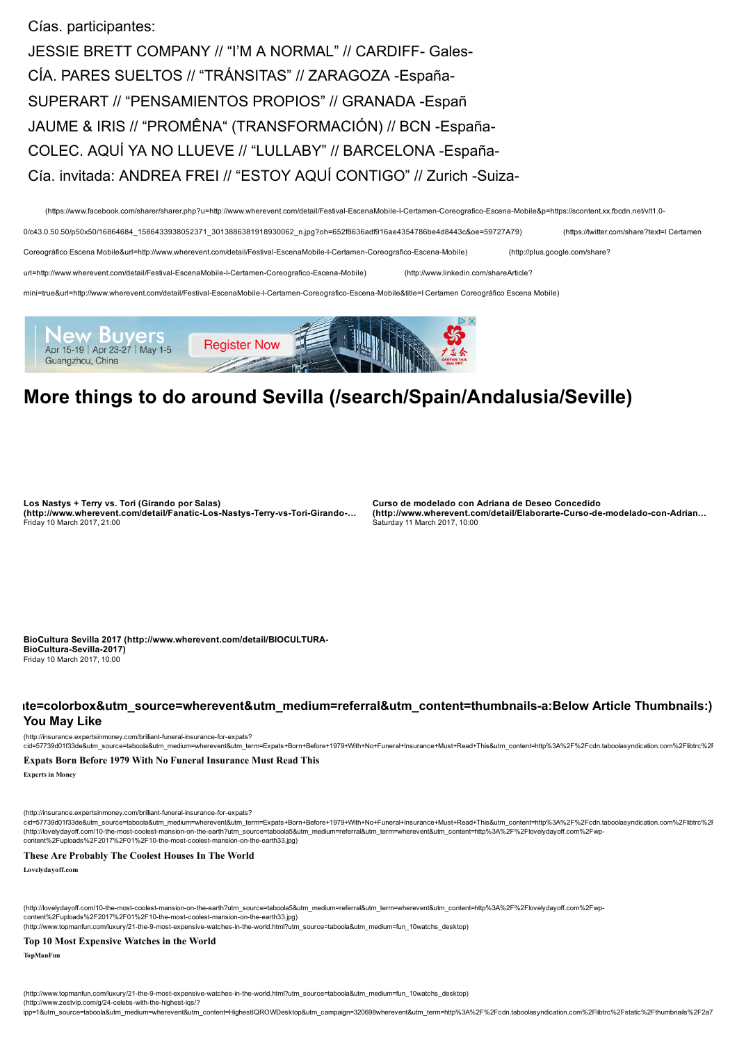Cías. participantes:

JESSIE BRETT COMPANY // "I'M A NORMAL" // CARDIFF- Gales-

CÍA. PARES SUELTOS // "TRÁNSITAS" // ZARAGOZA -España-

SUPERART // "PENSAMIENTOS PROPIOS" // GRANADA -Españ

JAUME & IRIS // "PROMÊNA" (TRANSFORMACIÓN) // BCN -España-

COLEC. AQUÍ YA NO LLUEVE // "LULLABY" // BARCELONA -España-

Cía. invitada: ANDREA FREI // "ESTOY AQUÍ CONTIGO" // Zurich -Suiza-

(https://www.facebook.com/sharer/sharer.php?u=http://www.wherevent.com/detail/Festival-EscenaMobile-I-Certamen-Coreografico-Escena-Mobile&p=https://scontent.xx.fbcdn.net/v/t1.0-0/c43.0.50.50/p50x50/16864684_1586433938052371_3013886381918930062_n.jpg?oh=652f8636adf916ae4354786be4d8443c&oe=59727A79) (https://twitter.com/share?text=I Certamen Coreográfico Escena Mobile&url=http://www.wherevent.com/detail/Festival-EscenaMobile-I-Certamen-Coreografico-Escena-Mobile) (http://plus.google.com/share?url=http://www.wherevent.com/detail/Festival-EscenaMobile-I-Certamen-Coreografico-Escena-Mobile) (http://www.linkedin.com/shareArticle?mini=true&url=http://www.wherevent.com/detail/Festival-EscenaMobile-I-Certamen-Coreografico-Escena-Mobile&title=I Certamen Coreográfico Escena Mobile)

New Buyers
Apr 15-19 | Apr 23-27 | May 1-5
Guangzhou, China
Register Now

# More things to do around Sevilla (/search/Spain/Andalusia/Seville)

**Los Nastys + Terry vs. Tori (Girando por Salas) (http://www.wherevent.com/detail/Fanatic-Los-Nastys-Terry-vs-Tori-Girando-...**
Friday 10 March 2017, 21:00

**Curso de modelado con Adriana de Deseo Concedido (http://www.wherevent.com/detail/Elaborarte-Curso-de-modelado-con-Adrian...**
Saturday 11 March 2017, 10:00

**BioCultura Sevilla 2017 (http://www.wherevent.com/detail/BIOCULTURA-BioCultura-Sevilla-2017)**
Friday 10 March 2017, 10:00

## ıte=colorbox&utm_source=wherevent&utm_medium=referral&utm_content=thumbnails-a:Below Article Thumbnails:) You May Like

(http://insurance.expertsinmoney.com/brilliant-funeral-insurance-for-expats?cid=57739d01f33de&utm_source=taboola&utm_medium=wherevent&utm_term=Expats+Born+Before+1979+With+No+Funeral+Insurance+Must+Read+This&utm_content=http%3A%2F%2Fcdn.taboolasyndication.com%2Flibtrc%2F

**Expats Born Before 1979 With No Funeral Insurance Must Read This**

**Experts in Money**

(http://insurance.expertsinmoney.com/brilliant-funeral-insurance-for-expats?cid=57739d01f33de&utm_source=taboola&utm_medium=wherevent&utm_term=Expats+Born+Before+1979+With+No+Funeral+Insurance+Must+Read+This&utm_content=http%3A%2F%2Fcdn.taboolasyndication.com%2Flibtrc%2F
(http://lovelydayoff.com/10-the-most-coolest-mansion-on-the-earth?utm_source=taboola5&utm_medium=referral&utm_term=wherevent&utm_content=http%3A%2F%2Flovelydayoff.com%2Fwp-content%2Fuploads%2F2017%2F01%2F10-the-most-coolest-mansion-on-the-earth33.jpg)

**These Are Probably The Coolest Houses In The World**

**Lovelydayoff.com**

(http://lovelydayoff.com/10-the-most-coolest-mansion-on-the-earth?utm_source=taboola5&utm_medium=referral&utm_term=wherevent&utm_content=http%3A%2F%2Flovelydayoff.com%2Fwp-content%2Fuploads%2F2017%2F01%2F10-the-most-coolest-mansion-on-the-earth33.jpg)
(http://www.topmanfun.com/luxury/21-the-9-most-expensive-watches-in-the-world.html?utm_source=taboola&utm_medium=fun_10watchs_desktop)

**Top 10 Most Expensive Watches in the World**

**TopManFun**

(http://www.topmanfun.com/luxury/21-the-9-most-expensive-watches-in-the-world.html?utm_source=taboola&utm_medium=fun_10watchs_desktop)
(http://www.zestvip.com/g/24-celebs-with-the-highest-iqs/?ipp=1&utm_source=taboola&utm_medium=wherevent&utm_content=HighestIQROWDesktop&utm_campaign=320698wherevent&utm_term=http%3A%2F%2Fcdn.taboolasyndication.com%2Flibtrc%2Fstatic%2Fthumbnails%2F2a7